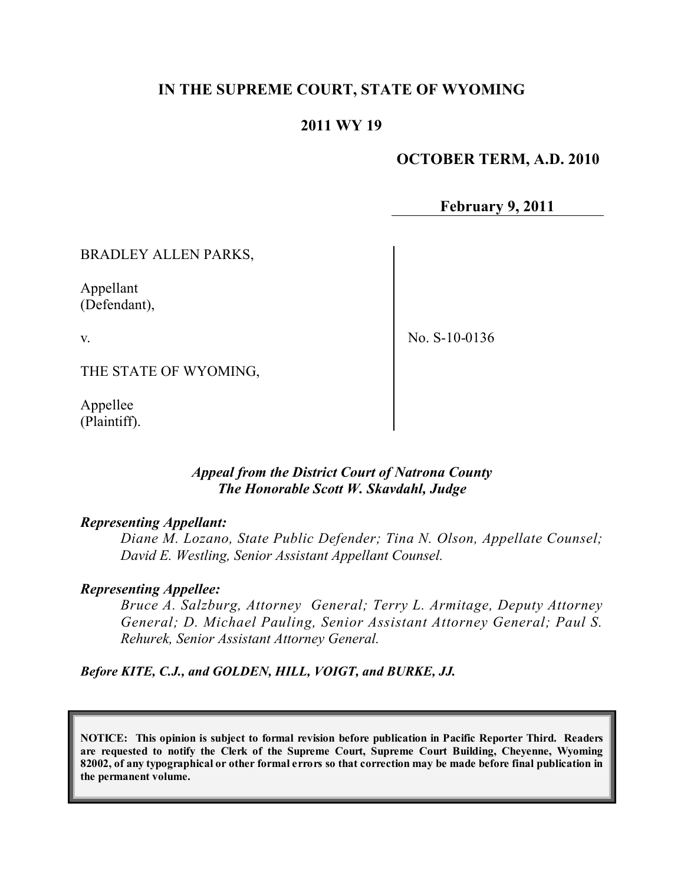# IN THE SUPREME COURT, STATE OF WYOMING

## 2011 WY 19

**OCTOBER TERM, A.D. 2010**

**February 9, 2011**

BRADLEY ALLEN PARKS,

Appellant
(Defendant),

v.

THE STATE OF WYOMING,

Appellee
(Plaintiff).

No. S-10-0136

***Appeal from the District Court of Natrona County***
***The Honorable Scott W. Skavdahl, Judge***

***Representing Appellant:***

*Diane M. Lozano, State Public Defender; Tina N. Olson, Appellate Counsel; David E. Westling, Senior Assistant Appellant Counsel.*

***Representing Appellee:***

*Bruce A. Salzburg, Attorney General; Terry L. Armitage, Deputy Attorney General; D. Michael Pauling, Senior Assistant Attorney General; Paul S. Rehurek, Senior Assistant Attorney General.*

***Before KITE, C.J., and GOLDEN, HILL, VOIGT, and BURKE, JJ.***

**NOTICE: This opinion is subject to formal revision before publication in Pacific Reporter Third. Readers are requested to notify the Clerk of the Supreme Court, Supreme Court Building, Cheyenne, Wyoming 82002, of any typographical or other formal errors so that correction may be made before final publication in the permanent volume.**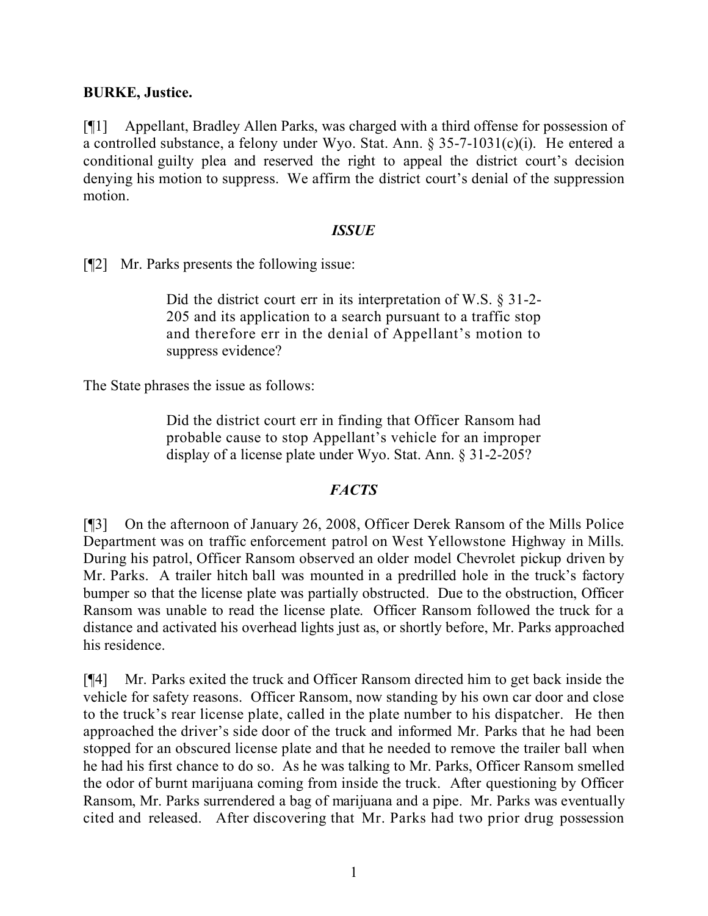**BURKE, Justice.**

[¶1] Appellant, Bradley Allen Parks, was charged with a third offense for possession of a controlled substance, a felony under Wyo. Stat. Ann. § 35-7-1031(c)(i). He entered a conditional guilty plea and reserved the right to appeal the district court's decision denying his motion to suppress. We affirm the district court's denial of the suppression motion.

## *ISSUE*

[¶2] Mr. Parks presents the following issue:

> Did the district court err in its interpretation of W.S. § 31-2-205 and its application to a search pursuant to a traffic stop and therefore err in the denial of Appellant's motion to suppress evidence?

The State phrases the issue as follows:

> Did the district court err in finding that Officer Ransom had probable cause to stop Appellant's vehicle for an improper display of a license plate under Wyo. Stat. Ann. § 31-2-205?

## *FACTS*

[¶3] On the afternoon of January 26, 2008, Officer Derek Ransom of the Mills Police Department was on traffic enforcement patrol on West Yellowstone Highway in Mills. During his patrol, Officer Ransom observed an older model Chevrolet pickup driven by Mr. Parks. A trailer hitch ball was mounted in a predrilled hole in the truck's factory bumper so that the license plate was partially obstructed. Due to the obstruction, Officer Ransom was unable to read the license plate. Officer Ransom followed the truck for a distance and activated his overhead lights just as, or shortly before, Mr. Parks approached his residence.

[¶4] Mr. Parks exited the truck and Officer Ransom directed him to get back inside the vehicle for safety reasons. Officer Ransom, now standing by his own car door and close to the truck's rear license plate, called in the plate number to his dispatcher. He then approached the driver's side door of the truck and informed Mr. Parks that he had been stopped for an obscured license plate and that he needed to remove the trailer ball when he had his first chance to do so. As he was talking to Mr. Parks, Officer Ransom smelled the odor of burnt marijuana coming from inside the truck. After questioning by Officer Ransom, Mr. Parks surrendered a bag of marijuana and a pipe. Mr. Parks was eventually cited and released. After discovering that Mr. Parks had two prior drug possession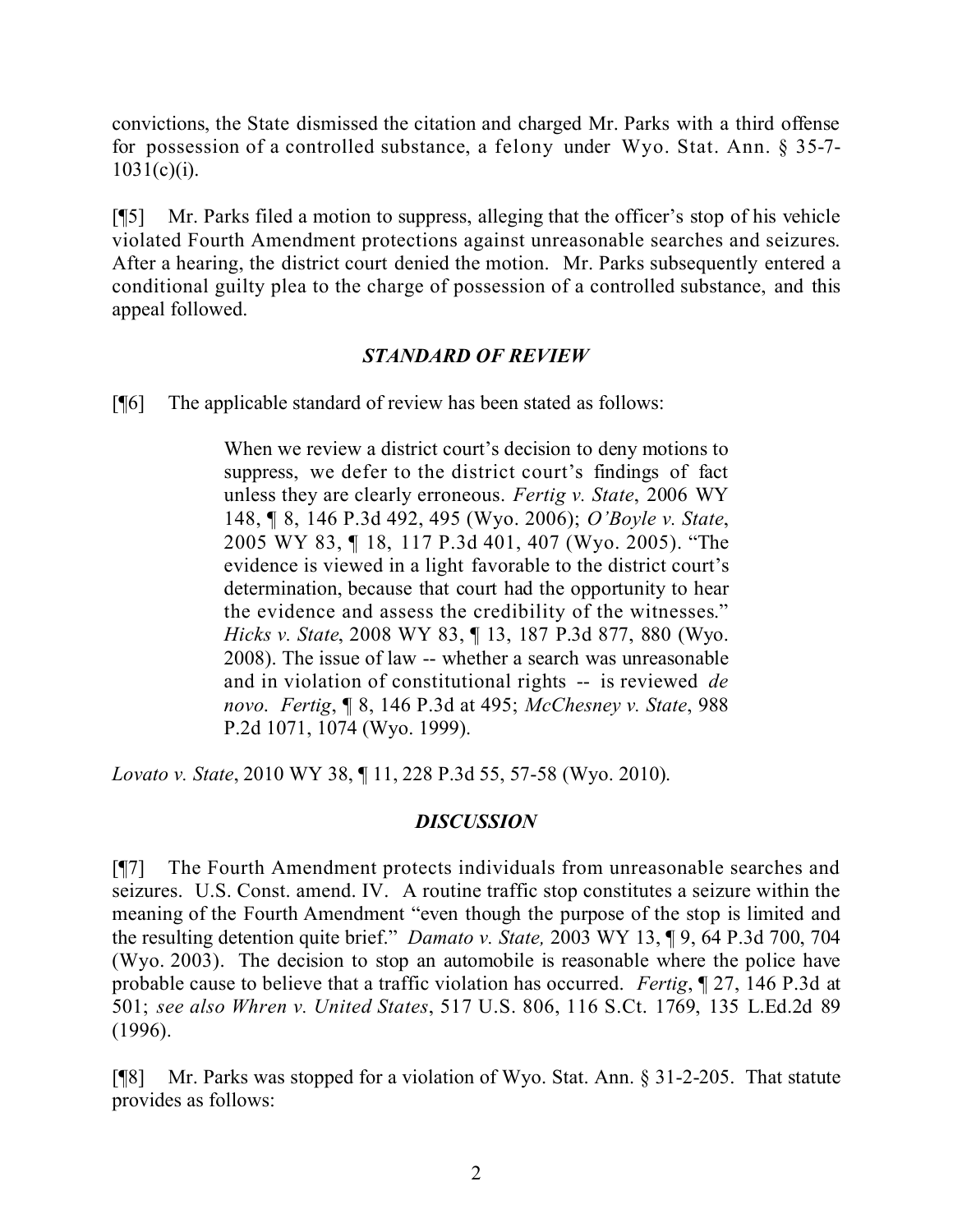convictions, the State dismissed the citation and charged Mr. Parks with a third offense for possession of a controlled substance, a felony under Wyo. Stat. Ann. § 35-7-1031(c)(i).

[¶5] Mr. Parks filed a motion to suppress, alleging that the officer's stop of his vehicle violated Fourth Amendment protections against unreasonable searches and seizures. After a hearing, the district court denied the motion. Mr. Parks subsequently entered a conditional guilty plea to the charge of possession of a controlled substance, and this appeal followed.

## *STANDARD OF REVIEW*

[¶6] The applicable standard of review has been stated as follows:

> When we review a district court's decision to deny motions to suppress, we defer to the district court's findings of fact unless they are clearly erroneous. *Fertig v. State*, 2006 WY 148, ¶ 8, 146 P.3d 492, 495 (Wyo. 2006); *O'Boyle v. State*, 2005 WY 83, ¶ 18, 117 P.3d 401, 407 (Wyo. 2005). "The evidence is viewed in a light favorable to the district court's determination, because that court had the opportunity to hear the evidence and assess the credibility of the witnesses." *Hicks v. State*, 2008 WY 83, ¶ 13, 187 P.3d 877, 880 (Wyo. 2008). The issue of law -- whether a search was unreasonable and in violation of constitutional rights -- is reviewed *de novo*. *Fertig*, ¶ 8, 146 P.3d at 495; *McChesney v. State*, 988 P.2d 1071, 1074 (Wyo. 1999).

*Lovato v. State*, 2010 WY 38, ¶ 11, 228 P.3d 55, 57-58 (Wyo. 2010).

## *DISCUSSION*

[¶7] The Fourth Amendment protects individuals from unreasonable searches and seizures. U.S. Const. amend. IV. A routine traffic stop constitutes a seizure within the meaning of the Fourth Amendment "even though the purpose of the stop is limited and the resulting detention quite brief." *Damato v. State,* 2003 WY 13, ¶ 9, 64 P.3d 700, 704 (Wyo. 2003). The decision to stop an automobile is reasonable where the police have probable cause to believe that a traffic violation has occurred. *Fertig*, ¶ 27, 146 P.3d at 501; *see also Whren v. United States*, 517 U.S. 806, 116 S.Ct. 1769, 135 L.Ed.2d 89 (1996).

[¶8] Mr. Parks was stopped for a violation of Wyo. Stat. Ann. § 31-2-205. That statute provides as follows: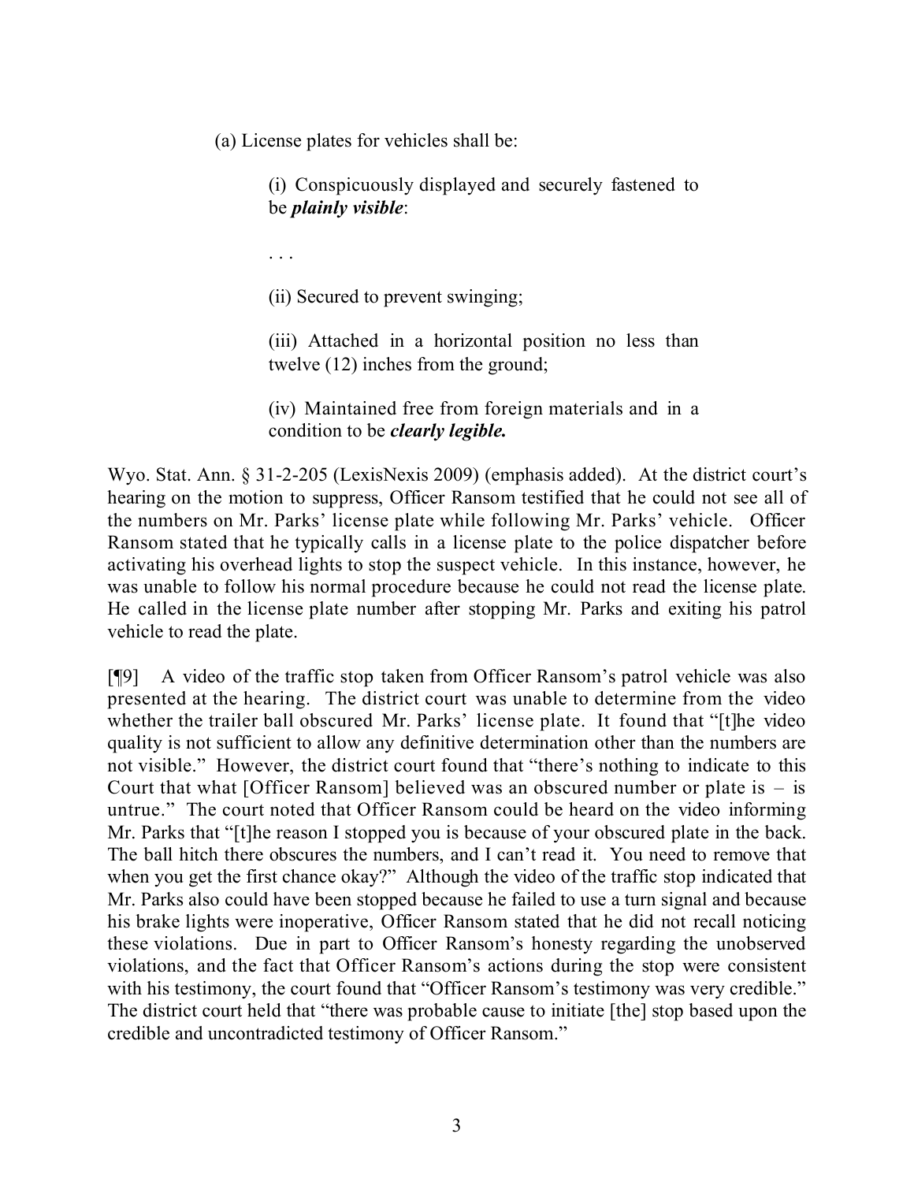(a) License plates for vehicles shall be:

> (i) Conspicuously displayed and securely fastened to be ***plainly visible***:
>
> . . .
>
> (ii) Secured to prevent swinging;
>
> (iii) Attached in a horizontal position no less than twelve (12) inches from the ground;
>
> (iv) Maintained free from foreign materials and in a condition to be ***clearly legible.***

Wyo. Stat. Ann. § 31-2-205 (LexisNexis 2009) (emphasis added). At the district court's hearing on the motion to suppress, Officer Ransom testified that he could not see all of the numbers on Mr. Parks' license plate while following Mr. Parks' vehicle. Officer Ransom stated that he typically calls in a license plate to the police dispatcher before activating his overhead lights to stop the suspect vehicle. In this instance, however, he was unable to follow his normal procedure because he could not read the license plate. He called in the license plate number after stopping Mr. Parks and exiting his patrol vehicle to read the plate.

[¶9] A video of the traffic stop taken from Officer Ransom's patrol vehicle was also presented at the hearing. The district court was unable to determine from the video whether the trailer ball obscured Mr. Parks' license plate. It found that "[t]he video quality is not sufficient to allow any definitive determination other than the numbers are not visible." However, the district court found that "there's nothing to indicate to this Court that what [Officer Ransom] believed was an obscured number or plate is – is untrue." The court noted that Officer Ransom could be heard on the video informing Mr. Parks that "[t]he reason I stopped you is because of your obscured plate in the back. The ball hitch there obscures the numbers, and I can't read it. You need to remove that when you get the first chance okay?" Although the video of the traffic stop indicated that Mr. Parks also could have been stopped because he failed to use a turn signal and because his brake lights were inoperative, Officer Ransom stated that he did not recall noticing these violations. Due in part to Officer Ransom's honesty regarding the unobserved violations, and the fact that Officer Ransom's actions during the stop were consistent with his testimony, the court found that "Officer Ransom's testimony was very credible." The district court held that "there was probable cause to initiate [the] stop based upon the credible and uncontradicted testimony of Officer Ransom."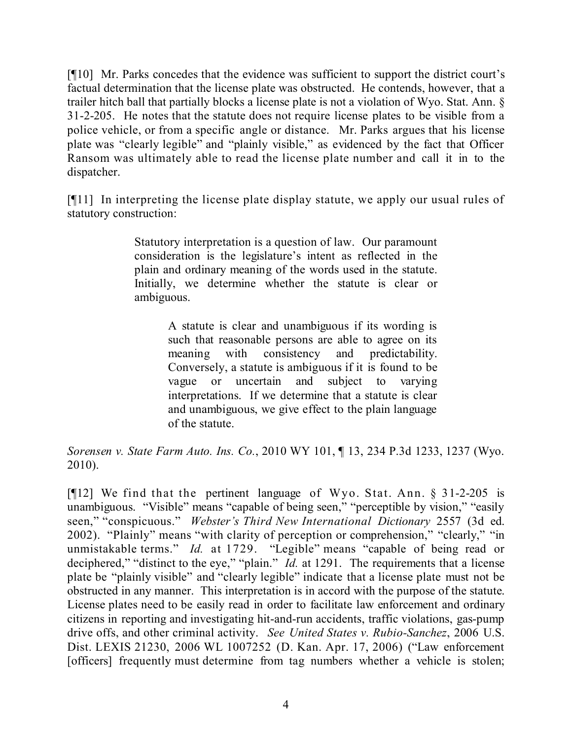[¶10] Mr. Parks concedes that the evidence was sufficient to support the district court's factual determination that the license plate was obstructed. He contends, however, that a trailer hitch ball that partially blocks a license plate is not a violation of Wyo. Stat. Ann. § 31-2-205. He notes that the statute does not require license plates to be visible from a police vehicle, or from a specific angle or distance. Mr. Parks argues that his license plate was "clearly legible" and "plainly visible," as evidenced by the fact that Officer Ransom was ultimately able to read the license plate number and call it in to the dispatcher.

[¶11] In interpreting the license plate display statute, we apply our usual rules of statutory construction:

> Statutory interpretation is a question of law. Our paramount consideration is the legislature's intent as reflected in the plain and ordinary meaning of the words used in the statute. Initially, we determine whether the statute is clear or ambiguous.
>
> > A statute is clear and unambiguous if its wording is such that reasonable persons are able to agree on its meaning with consistency and predictability. Conversely, a statute is ambiguous if it is found to be vague or uncertain and subject to varying interpretations. If we determine that a statute is clear and unambiguous, we give effect to the plain language of the statute.

*Sorensen v. State Farm Auto. Ins. Co.*, 2010 WY 101, ¶ 13, 234 P.3d 1233, 1237 (Wyo. 2010).

[¶12] We find that the pertinent language of Wyo. Stat. Ann. § 31-2-205 is unambiguous. "Visible" means "capable of being seen," "perceptible by vision," "easily seen," "conspicuous." *Webster's Third New International Dictionary* 2557 (3d ed. 2002). "Plainly" means "with clarity of perception or comprehension," "clearly," "in unmistakable terms." *Id.* at 1729. "Legible" means "capable of being read or deciphered," "distinct to the eye," "plain." *Id.* at 1291. The requirements that a license plate be "plainly visible" and "clearly legible" indicate that a license plate must not be obstructed in any manner. This interpretation is in accord with the purpose of the statute. License plates need to be easily read in order to facilitate law enforcement and ordinary citizens in reporting and investigating hit-and-run accidents, traffic violations, gas-pump drive offs, and other criminal activity. *See United States v. Rubio-Sanchez*, 2006 U.S. Dist. LEXIS 21230, 2006 WL 1007252 (D. Kan. Apr. 17, 2006) ("Law enforcement [officers] frequently must determine from tag numbers whether a vehicle is stolen;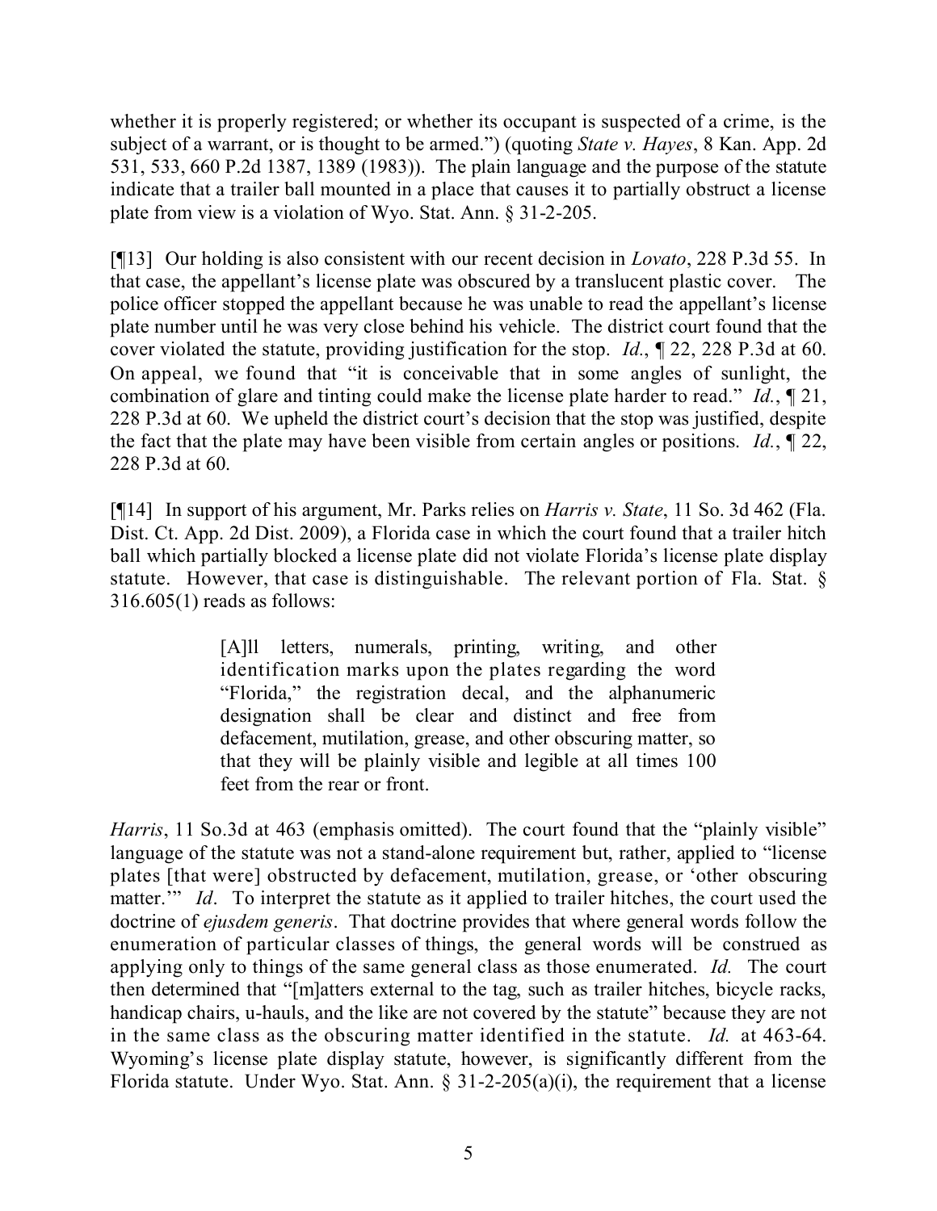whether it is properly registered; or whether its occupant is suspected of a crime, is the subject of a warrant, or is thought to be armed.") (quoting *State v. Hayes*, 8 Kan. App. 2d 531, 533, 660 P.2d 1387, 1389 (1983)). The plain language and the purpose of the statute indicate that a trailer ball mounted in a place that causes it to partially obstruct a license plate from view is a violation of Wyo. Stat. Ann. § 31-2-205.

[¶13] Our holding is also consistent with our recent decision in *Lovato*, 228 P.3d 55. In that case, the appellant's license plate was obscured by a translucent plastic cover. The police officer stopped the appellant because he was unable to read the appellant's license plate number until he was very close behind his vehicle. The district court found that the cover violated the statute, providing justification for the stop. *Id.*, ¶ 22, 228 P.3d at 60. On appeal, we found that "it is conceivable that in some angles of sunlight, the combination of glare and tinting could make the license plate harder to read." *Id.*, ¶ 21, 228 P.3d at 60. We upheld the district court's decision that the stop was justified, despite the fact that the plate may have been visible from certain angles or positions. *Id.*, ¶ 22, 228 P.3d at 60.

[¶14] In support of his argument, Mr. Parks relies on *Harris v. State*, 11 So. 3d 462 (Fla. Dist. Ct. App. 2d Dist. 2009), a Florida case in which the court found that a trailer hitch ball which partially blocked a license plate did not violate Florida's license plate display statute. However, that case is distinguishable. The relevant portion of Fla. Stat. § 316.605(1) reads as follows:

> [A]ll letters, numerals, printing, writing, and other identification marks upon the plates regarding the word "Florida," the registration decal, and the alphanumeric designation shall be clear and distinct and free from defacement, mutilation, grease, and other obscuring matter, so that they will be plainly visible and legible at all times 100 feet from the rear or front.

*Harris*, 11 So.3d at 463 (emphasis omitted). The court found that the "plainly visible" language of the statute was not a stand-alone requirement but, rather, applied to "license plates [that were] obstructed by defacement, mutilation, grease, or 'other obscuring matter.'" *Id*. To interpret the statute as it applied to trailer hitches, the court used the doctrine of *ejusdem generis*. That doctrine provides that where general words follow the enumeration of particular classes of things, the general words will be construed as applying only to things of the same general class as those enumerated. *Id.* The court then determined that "[m]atters external to the tag, such as trailer hitches, bicycle racks, handicap chairs, u-hauls, and the like are not covered by the statute" because they are not in the same class as the obscuring matter identified in the statute. *Id.* at 463-64. Wyoming's license plate display statute, however, is significantly different from the Florida statute. Under Wyo. Stat. Ann. § 31-2-205(a)(i), the requirement that a license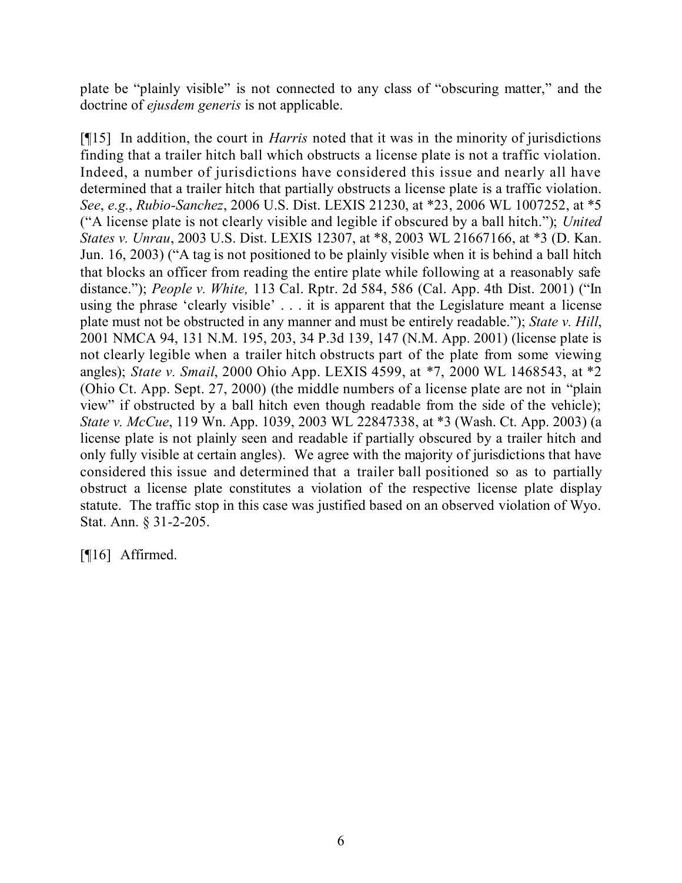plate be "plainly visible" is not connected to any class of "obscuring matter," and the doctrine of *ejusdem generis* is not applicable.

[¶15] In addition, the court in *Harris* noted that it was in the minority of jurisdictions finding that a trailer hitch ball which obstructs a license plate is not a traffic violation. Indeed, a number of jurisdictions have considered this issue and nearly all have determined that a trailer hitch that partially obstructs a license plate is a traffic violation. *See*, *e.g.*, *Rubio-Sanchez*, 2006 U.S. Dist. LEXIS 21230, at *23, 2006 WL 1007252, at *5 ("A license plate is not clearly visible and legible if obscured by a ball hitch."); *United States v. Unrau*, 2003 U.S. Dist. LEXIS 12307, at *8, 2003 WL 21667166, at *3 (D. Kan. Jun. 16, 2003) ("A tag is not positioned to be plainly visible when it is behind a ball hitch that blocks an officer from reading the entire plate while following at a reasonably safe distance."); *People v. White,* 113 Cal. Rptr. 2d 584, 586 (Cal. App. 4th Dist. 2001) ("In using the phrase 'clearly visible' . . . it is apparent that the Legislature meant a license plate must not be obstructed in any manner and must be entirely readable."); *State v. Hill*, 2001 NMCA 94, 131 N.M. 195, 203, 34 P.3d 139, 147 (N.M. App. 2001) (license plate is not clearly legible when a trailer hitch obstructs part of the plate from some viewing angles); *State v. Smail*, 2000 Ohio App. LEXIS 4599, at *7, 2000 WL 1468543, at *2 (Ohio Ct. App. Sept. 27, 2000) (the middle numbers of a license plate are not in "plain view" if obstructed by a ball hitch even though readable from the side of the vehicle); *State v. McCue*, 119 Wn. App. 1039, 2003 WL 22847338, at *3 (Wash. Ct. App. 2003) (a license plate is not plainly seen and readable if partially obscured by a trailer hitch and only fully visible at certain angles). We agree with the majority of jurisdictions that have considered this issue and determined that a trailer ball positioned so as to partially obstruct a license plate constitutes a violation of the respective license plate display statute. The traffic stop in this case was justified based on an observed violation of Wyo. Stat. Ann. § 31-2-205.

[¶16] Affirmed.